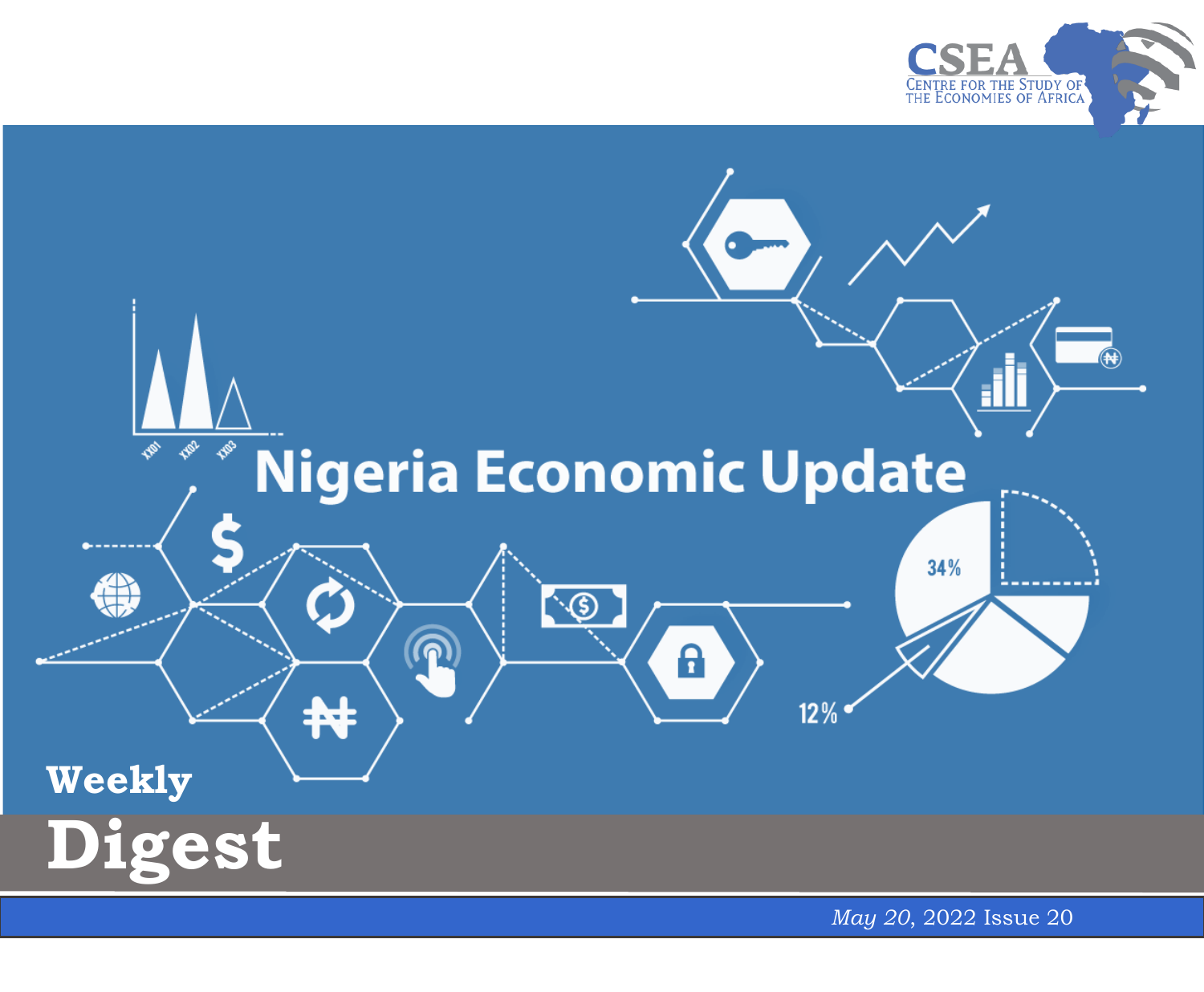**CSEA**

CENTRE FOR THE STUDY OF THE ECONOMIES OF AFRICA

# Nigeria Economic Update

## Weekly Digest

*May 20*, 2022 Issue 20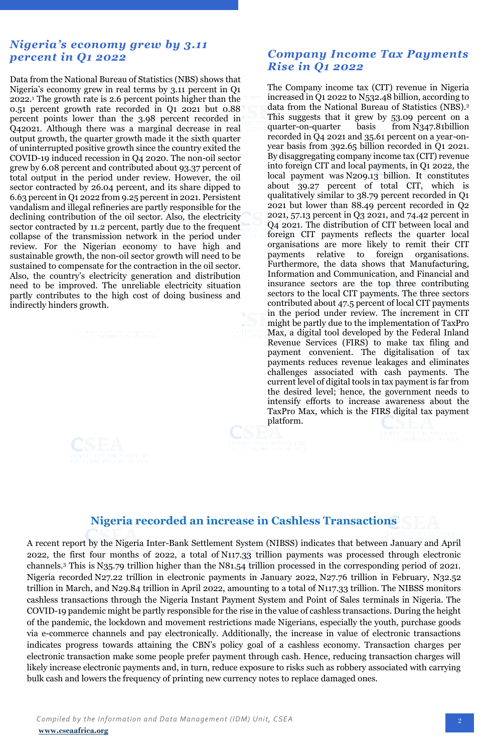## *Nigeria's economy grew by 3.11 percent in Q1 2022*

Data from the National Bureau of Statistics (NBS) shows that Nigeria's economy grew in real terms by 3.11 percent in Q1 2022.[1] The growth rate is 2.6 percent points higher than the 0.51 percent growth rate recorded in Q1 2021 but 0.88 percent points lower than the 3.98 percent recorded in Q42021. Although there was a marginal decrease in real output growth, the quarter growth made it the sixth quarter of uninterrupted positive growth since the country exited the COVID-19 induced recession in Q4 2020. The non-oil sector grew by 6.08 percent and contributed about 93.37 percent of total output in the period under review. However, the oil sector contracted by 26.04 percent, and its share dipped to 6.63 percent in Q1 2022 from 9.25 percent in 2021. Persistent vandalism and illegal refineries are partly responsible for the declining contribution of the oil sector. Also, the electricity sector contracted by 11.2 percent, partly due to the frequent collapse of the transmission network in the period under review. For the Nigerian economy to have high and sustainable growth, the non-oil sector growth will need to be sustained to compensate for the contraction in the oil sector. Also, the country's electricity generation and distribution need to be improved. The unreliable electricity situation partly contributes to the high cost of doing business and indirectly hinders growth.

## *Company Income Tax Payments Rise in Q1 2022*

The Company income tax (CIT) revenue in Nigeria increased in Q1 2022 to N532.48 billion, according to data from the National Bureau of Statistics (NBS).[2] This suggests that it grew by 53.09 percent on a quarter-on-quarter basis from N347.81billion recorded in Q4 2021 and 35.61 percent on a year-on-year basis from 392.65 billion recorded in Q1 2021. By disaggregating company income tax (CIT) revenue into foreign CIT and local payments, in Q1 2022, the local payment was N209.13 billion. It constitutes about 39.27 percent of total CIT, which is qualitatively similar to 38.79 percent recorded in Q1 2021 but lower than 88.49 percent recorded in Q2 2021, 57.13 percent in Q3 2021, and 74.42 percent in Q4 2021. The distribution of CIT between local and foreign CIT payments reflects the quarter local organisations are more likely to remit their CIT payments relative to foreign organisations. Furthermore, the data shows that Manufacturing, Information and Communication, and Financial and insurance sectors are the top three contributing sectors to the local CIT payments. The three sectors contributed about 47.5 percent of local CIT payments in the period under review. The increment in CIT might be partly due to the implementation of TaxPro Max, a digital tool developed by the Federal Inland Revenue Services (FIRS) to make tax filing and payment convenient. The digitalisation of tax payments reduces revenue leakages and eliminates challenges associated with cash payments. The current level of digital tools in tax payment is far from the desired level; hence, the government needs to intensify efforts to increase awareness about the TaxPro Max, which is the FIRS digital tax payment platform.

## Nigeria recorded an increase in Cashless Transactions

A recent report by the Nigeria Inter-Bank Settlement System (NIBSS) indicates that between January and April 2022, the first four months of 2022, a total of N117.33 trillion payments was processed through electronic channels.[3] This is N35.79 trillion higher than the N81.54 trillion processed in the corresponding period of 2021. Nigeria recorded N27.22 trillion in electronic payments in January 2022, N27.76 trillion in February, N32.52 trillion in March, and N29.84 trillion in April 2022, amounting to a total of N117.33 trillion. The NIBSS monitors cashless transactions through the Nigeria Instant Payment System and Point of Sales terminals in Nigeria. The COVID-19 pandemic might be partly responsible for the rise in the value of cashless transactions. During the height of the pandemic, the lockdown and movement restrictions made Nigerians, especially the youth, purchase goods via e-commerce channels and pay electronically. Additionally, the increase in value of electronic transactions indicates progress towards attaining the CBN's policy goal of a cashless economy. Transaction charges per electronic transaction make some people prefer payment through cash. Hence, reducing transaction charges will likely increase electronic payments and, in turn, reduce exposure to risks such as robbery associated with carrying bulk cash and lowers the frequency of printing new currency notes to replace damaged ones.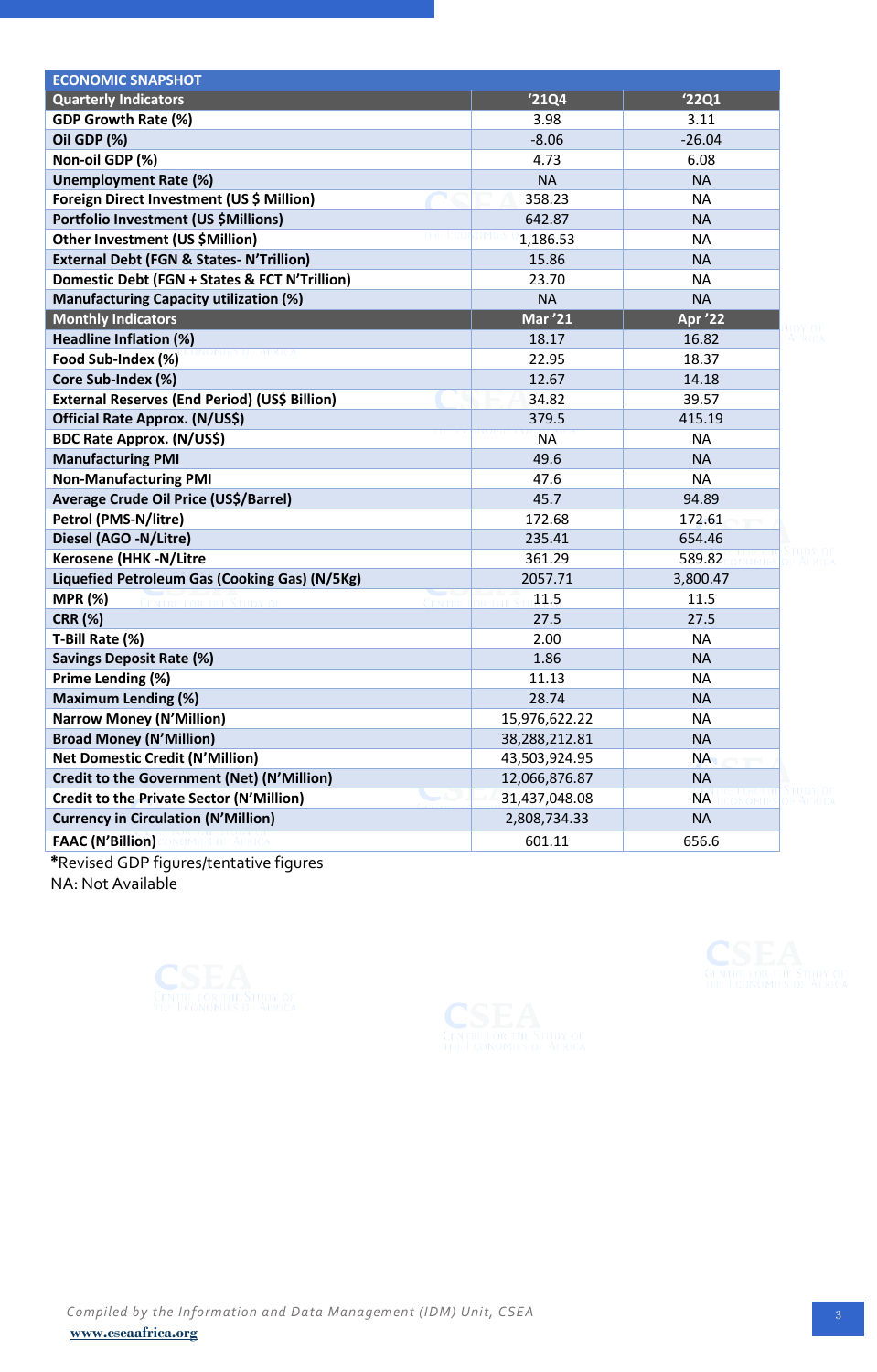| ECONOMIC SNAPSHOT | | |
|---|---|---|
| **Quarterly Indicators** | **'21Q4** | **'22Q1** |
| **GDP Growth Rate (%)** | 3.98 | 3.11 |
| **Oil GDP (%)** | -8.06 | -26.04 |
| **Non-oil GDP (%)** | 4.73 | 6.08 |
| **Unemployment Rate (%)** | NA | NA |
| **Foreign Direct Investment (US $ Million)** | 358.23 | NA |
| **Portfolio Investment (US $Millions)** | 642.87 | NA |
| **Other Investment (US $Million)** | 1,186.53 | NA |
| **External Debt (FGN & States- N'Trillion)** | 15.86 | NA |
| **Domestic Debt (FGN + States & FCT N'Trillion)** | 23.70 | NA |
| **Manufacturing Capacity utilization (%)** | NA | NA |
| **Monthly Indicators** | **Mar '21** | **Apr '22** |
| **Headline Inflation (%)** | 18.17 | 16.82 |
| **Food Sub-Index (%)** | 22.95 | 18.37 |
| **Core Sub-Index (%)** | 12.67 | 14.18 |
| **External Reserves (End Period) (US$ Billion)** | 34.82 | 39.57 |
| **Official Rate Approx. (N/US$)** | 379.5 | 415.19 |
| **BDC Rate Approx. (N/US$)** | NA | NA |
| **Manufacturing PMI** | 49.6 | NA |
| **Non-Manufacturing PMI** | 47.6 | NA |
| **Average Crude Oil Price (US$/Barrel)** | 45.7 | 94.89 |
| **Petrol (PMS-N/litre)** | 172.68 | 172.61 |
| **Diesel (AGO -N/Litre)** | 235.41 | 654.46 |
| **Kerosene (HHK -N/Litre** | 361.29 | 589.82 |
| **Liquefied Petroleum Gas (Cooking Gas) (N/5Kg)** | 2057.71 | 3,800.47 |
| **MPR (%)** | 11.5 | 11.5 |
| **CRR (%)** | 27.5 | 27.5 |
| **T-Bill Rate (%)** | 2.00 | NA |
| **Savings Deposit Rate (%)** | 1.86 | NA |
| **Prime Lending (%)** | 11.13 | NA |
| **Maximum Lending (%)** | 28.74 | NA |
| **Narrow Money (N'Million)** | 15,976,622.22 | NA |
| **Broad Money (N'Million)** | 38,288,212.81 | NA |
| **Net Domestic Credit (N'Million)** | 43,503,924.95 | NA |
| **Credit to the Government (Net) (N'Million)** | 12,066,876.87 | NA |
| **Credit to the Private Sector (N'Million)** | 31,437,048.08 | NA |
| **Currency in Circulation (N'Million)** | 2,808,734.33 | NA |
| **FAAC (N'Billion)** | 601.11 | 656.6 |

***Revised GDP figures/tentative figures**
NA: Not Available

*Compiled by the Information and Data Management (IDM) Unit, CSEA*
www.cseaafrica.org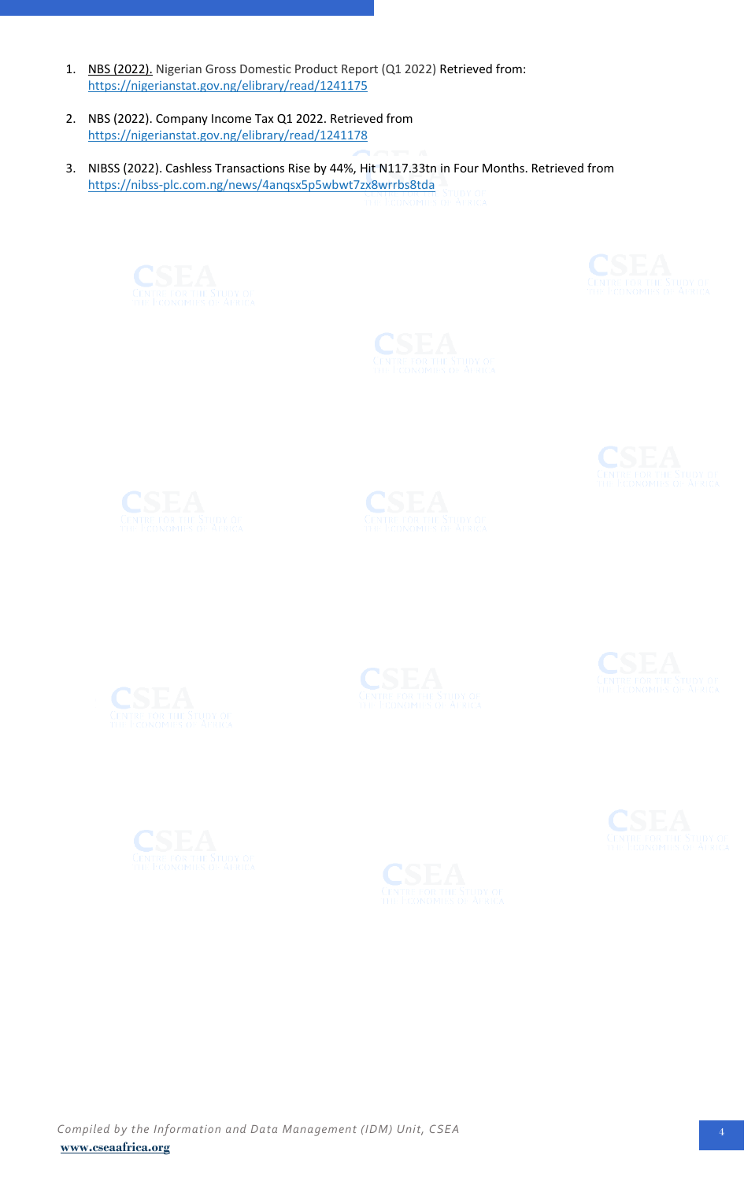1. NBS (2022). Nigerian Gross Domestic Product Report (Q1 2022) Retrieved from: https://nigerianstat.gov.ng/elibrary/read/1241175

2. NBS (2022). Company Income Tax Q1 2022. Retrieved from https://nigerianstat.gov.ng/elibrary/read/1241178

3. NIBSS (2022). Cashless Transactions Rise by 44%, Hit N117.33tn in Four Months. Retrieved from https://nibss-plc.com.ng/news/4anqsx5p5wbwt7zx8wrrbs8tda